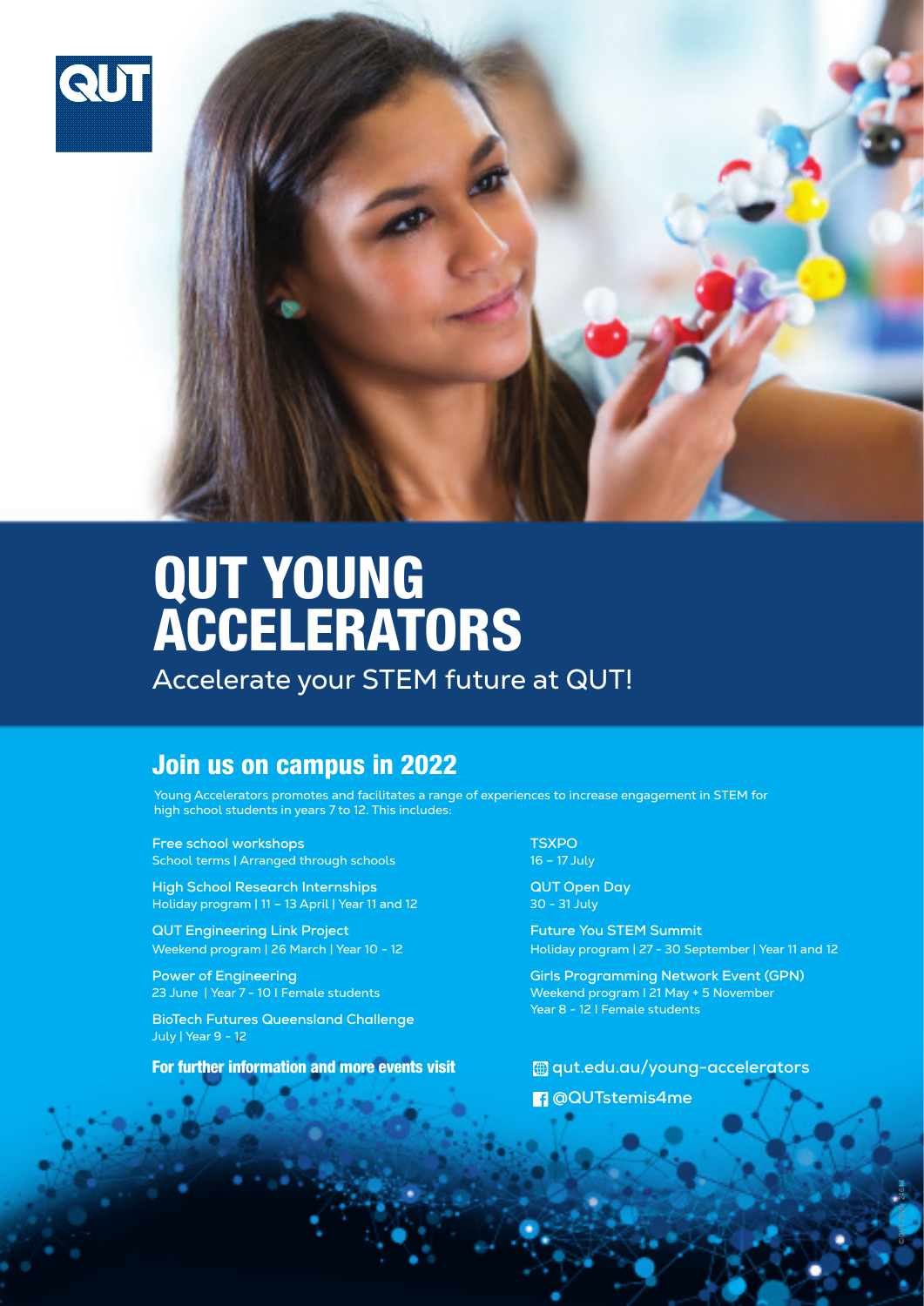QUT

# QUT YOUNG ACCELERATORS

Accelerate your STEM future at QUT!

## Join us on campus in 2022

Young Accelerators promotes and facilitates a range of experiences to increase engagement in STEM for high school students in years 7 to 12. This includes:

**Free school workshops**
School terms | Arranged through schools

**High School Research Internships**
Holiday program | 11 – 13 April | Year 11 and 12

**QUT Engineering Link Project**
Weekend program | 26 March | Year 10 - 12

**Power of Engineering**
23 June | Year 7 - 10 | Female students

**BioTech Futures Queensland Challenge**
July | Year 9 - 12

**TSXPO**
16 – 17 July

**QUT Open Day**
30 - 31 July

**Future You STEM Summit**
Holiday program | 27 - 30 September | Year 11 and 12

**Girls Programming Network Event (GPN)**
Weekend program | 21 May + 5 November
Year 8 - 12 | Female students

**For further information and more events visit**

qut.edu.au/young-accelerators

@QUTstemis4me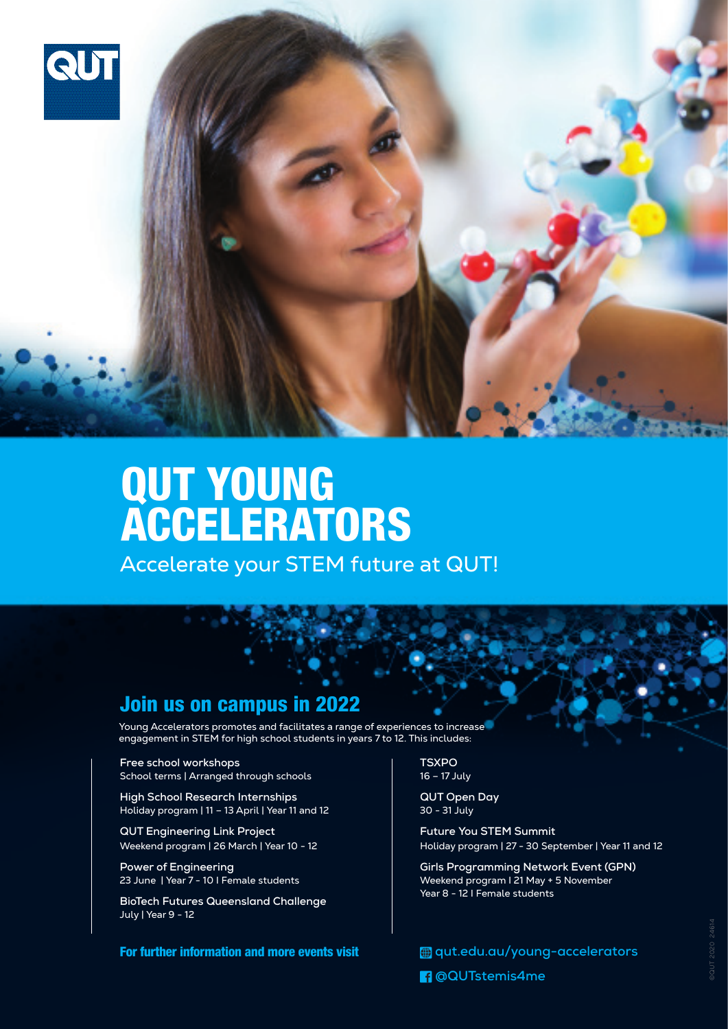# QUT YOUNG ACCELERATORS

Accelerate your STEM future at QUT!

## Join us on campus in 2022

Young Accelerators promotes and facilitates a range of experiences to increase engagement in STEM for high school students in years 7 to 12. This includes:

**Free school workshops**
School terms | Arranged through schools

**High School Research Internships**
Holiday program | 11 – 13 April | Year 11 and 12

**QUT Engineering Link Project**
Weekend program | 26 March | Year 10 - 12

**Power of Engineering**
23 June | Year 7 - 10 I Female students

**BioTech Futures Queensland Challenge**
July | Year 9 - 12

**TSXPO**
16 – 17 July

**QUT Open Day**
30 - 31 July

**Future You STEM Summit**
Holiday program | 27 - 30 September | Year 11 and 12

**Girls Programming Network Event (GPN)**
Weekend program I 21 May + 5 November
Year 8 - 12 I Female students

**For further information and more events visit**

qut.edu.au/young-accelerators

@QUTstemis4me

©QUT 2020 24614